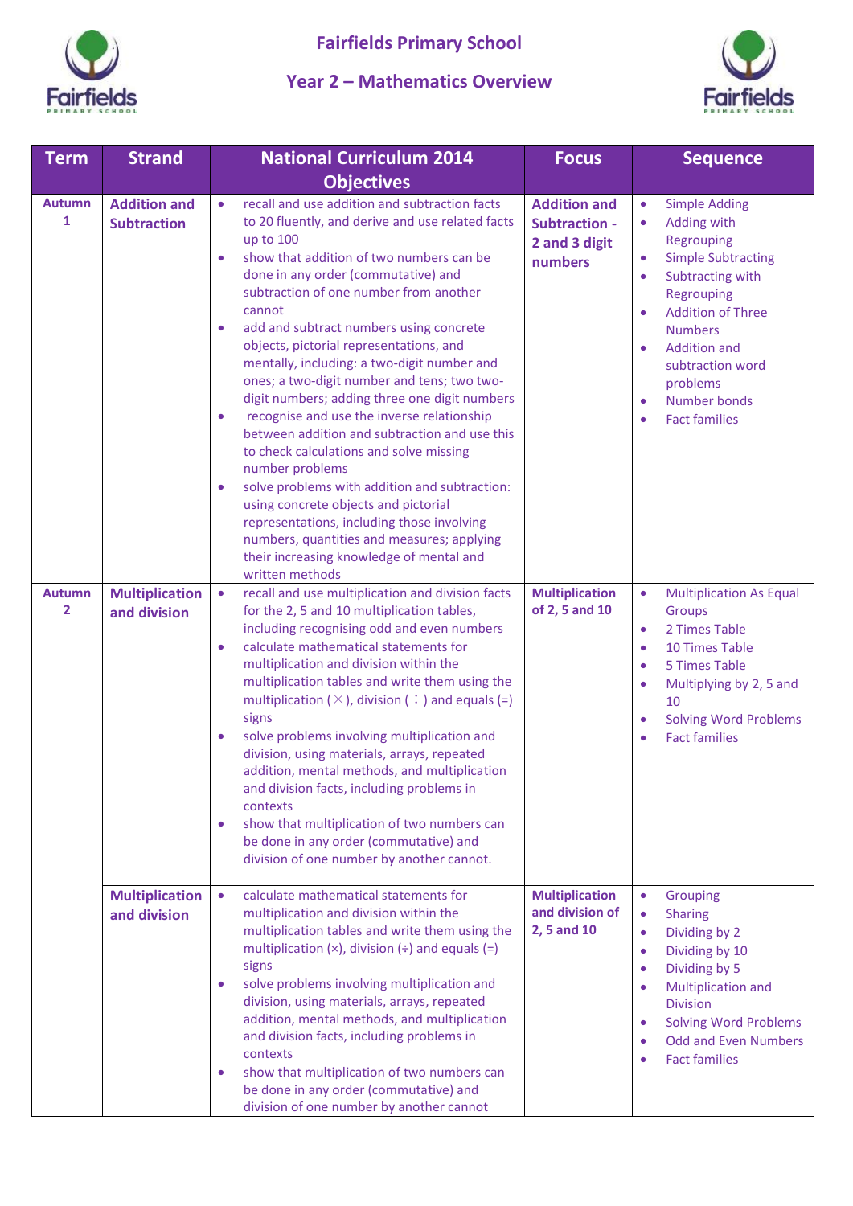# Fairfields Primary School

## Year 2 – Mathematics Overview

| Term | Strand | National Curriculum 2014 Objectives | Focus | Sequence |
|---|---|---|---|---|
| Autumn 1 | Addition and Subtraction | • recall and use addition and subtraction facts to 20 fluently, and derive and use related facts up to 100<br>• show that addition of two numbers can be done in any order (commutative) and subtraction of one number from another cannot<br>• add and subtract numbers using concrete objects, pictorial representations, and mentally, including: a two-digit number and ones; a two-digit number and tens; two two-digit numbers; adding three one digit numbers<br>• recognise and use the inverse relationship between addition and subtraction and use this to check calculations and solve missing number problems<br>• solve problems with addition and subtraction: using concrete objects and pictorial representations, including those involving numbers, quantities and measures; applying their increasing knowledge of mental and written methods | Addition and Subtraction - 2 and 3 digit numbers | • Simple Adding<br>• Adding with Regrouping<br>• Simple Subtracting<br>• Subtracting with Regrouping<br>• Addition of Three Numbers<br>• Addition and subtraction word problems<br>• Number bonds<br>• Fact families |
| Autumn 2 | Multiplication and division | • recall and use multiplication and division facts for the 2, 5 and 10 multiplication tables, including recognising odd and even numbers<br>• calculate mathematical statements for multiplication and division within the multiplication tables and write them using the multiplication (×), division (÷) and equals (=) signs<br>• solve problems involving multiplication and division, using materials, arrays, repeated addition, mental methods, and multiplication and division facts, including problems in contexts<br>• show that multiplication of two numbers can be done in any order (commutative) and division of one number by another cannot. | Multiplication of 2, 5 and 10 | • Multiplication As Equal Groups<br>• 2 Times Table<br>• 10 Times Table<br>• 5 Times Table<br>• Multiplying by 2, 5 and 10<br>• Solving Word Problems<br>• Fact families |
| | Multiplication and division | • calculate mathematical statements for multiplication and division within the multiplication tables and write them using the multiplication (×), division (÷) and equals (=) signs<br>• solve problems involving multiplication and division, using materials, arrays, repeated addition, mental methods, and multiplication and division facts, including problems in contexts<br>• show that multiplication of two numbers can be done in any order (commutative) and division of one number by another cannot | Multiplication and division of 2, 5 and 10 | • Grouping<br>• Sharing<br>• Dividing by 2<br>• Dividing by 10<br>• Dividing by 5<br>• Multiplication and Division<br>• Solving Word Problems<br>• Odd and Even Numbers<br>• Fact families |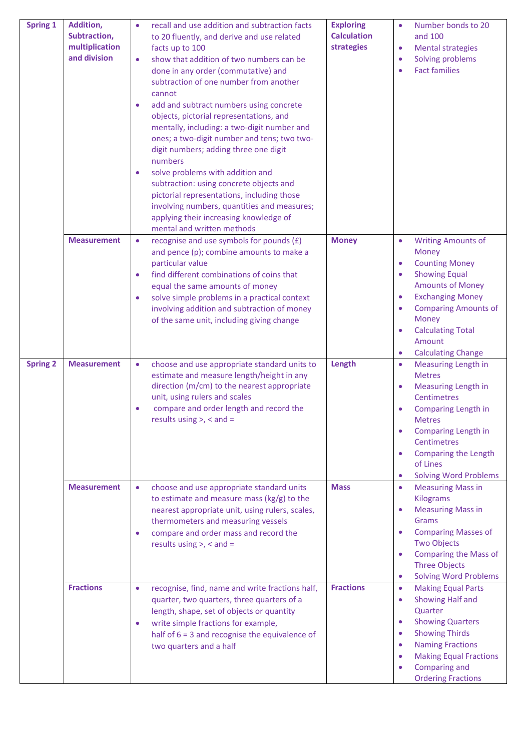| | | | | |
|---|---|---|---|---|
| **Spring 1** | **Addition, Subtraction, multiplication and division** | • recall and use addition and subtraction facts to 20 fluently, and derive and use related facts up to 100<br>• show that addition of two numbers can be done in any order (commutative) and subtraction of one number from another cannot<br>• add and subtract numbers using concrete objects, pictorial representations, and mentally, including: a two-digit number and ones; a two-digit number and tens; two two-digit numbers; adding three one digit numbers<br>• solve problems with addition and subtraction: using concrete objects and pictorial representations, including those involving numbers, quantities and measures; applying their increasing knowledge of mental and written methods | **Exploring Calculation strategies** | • Number bonds to 20 and 100<br>• Mental strategies<br>• Solving problems<br>• Fact families |
| | **Measurement** | • recognise and use symbols for pounds (£) and pence (p); combine amounts to make a particular value<br>• find different combinations of coins that equal the same amounts of money<br>• solve simple problems in a practical context involving addition and subtraction of money of the same unit, including giving change | **Money** | • Writing Amounts of Money<br>• Counting Money<br>• Showing Equal Amounts of Money<br>• Exchanging Money<br>• Comparing Amounts of Money<br>• Calculating Total Amount<br>• Calculating Change |
| **Spring 2** | **Measurement** | • choose and use appropriate standard units to estimate and measure length/height in any direction (m/cm) to the nearest appropriate unit, using rulers and scales<br>• compare and order length and record the results using >, < and = | **Length** | • Measuring Length in Metres<br>• Measuring Length in Centimetres<br>• Comparing Length in Metres<br>• Comparing Length in Centimetres<br>• Comparing the Length of Lines<br>• Solving Word Problems |
| | **Measurement** | • choose and use appropriate standard units to estimate and measure mass (kg/g) to the nearest appropriate unit, using rulers, scales, thermometers and measuring vessels<br>• compare and order mass and record the results using >, < and = | **Mass** | • Measuring Mass in Kilograms<br>• Measuring Mass in Grams<br>• Comparing Masses of Two Objects<br>• Comparing the Mass of Three Objects<br>• Solving Word Problems |
| | **Fractions** | • recognise, find, name and write fractions half, quarter, two quarters, three quarters of a length, shape, set of objects or quantity<br>• write simple fractions for example, half of 6 = 3 and recognise the equivalence of two quarters and a half | **Fractions** | • Making Equal Parts<br>• Showing Half and Quarter<br>• Showing Quarters<br>• Showing Thirds<br>• Naming Fractions<br>• Making Equal Fractions<br>• Comparing and Ordering Fractions |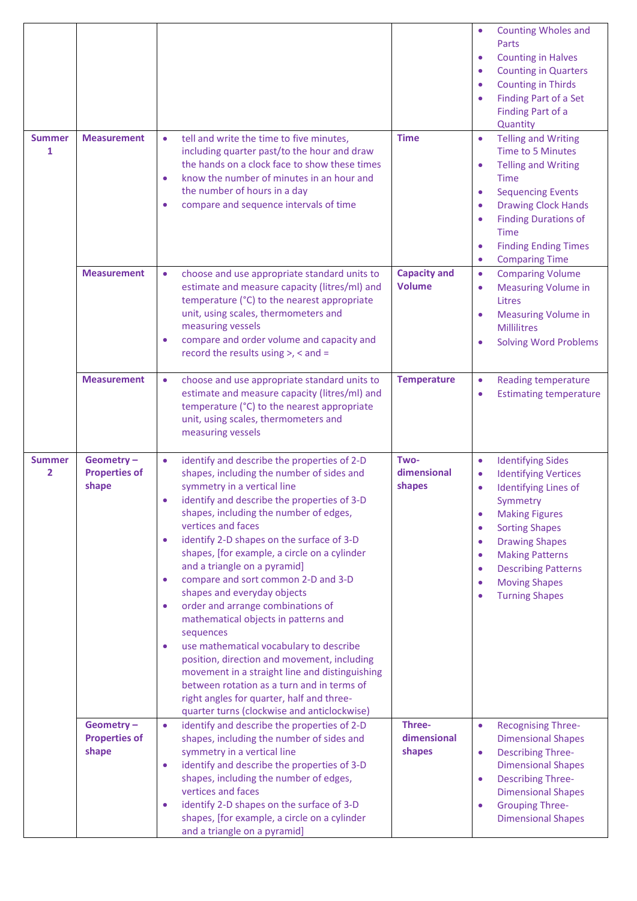| | | | | |
|---|---|---|---|---|
| | | | | • Counting Wholes and Parts<br>• Counting in Halves<br>• Counting in Quarters<br>• Counting in Thirds<br>• Finding Part of a Set Finding Part of a Quantity |
| **Summer 1** | **Measurement** | • tell and write the time to five minutes, including quarter past/to the hour and draw the hands on a clock face to show these times<br>• know the number of minutes in an hour and the number of hours in a day<br>• compare and sequence intervals of time | **Time** | • Telling and Writing Time to 5 Minutes<br>• Telling and Writing Time<br>• Sequencing Events<br>• Drawing Clock Hands<br>• Finding Durations of Time<br>• Finding Ending Times<br>• Comparing Time |
| | **Measurement** | • choose and use appropriate standard units to estimate and measure capacity (litres/ml) and temperature (°C) to the nearest appropriate unit, using scales, thermometers and measuring vessels<br>• compare and order volume and capacity and record the results using >, < and = | **Capacity and Volume** | • Comparing Volume<br>• Measuring Volume in Litres<br>• Measuring Volume in Millilitres<br>• Solving Word Problems |
| | **Measurement** | • choose and use appropriate standard units to estimate and measure capacity (litres/ml) and temperature (°C) to the nearest appropriate unit, using scales, thermometers and measuring vessels | **Temperature** | • Reading temperature<br>• Estimating temperature |
| **Summer 2** | **Geometry – Properties of shape** | • identify and describe the properties of 2-D shapes, including the number of sides and symmetry in a vertical line<br>• identify and describe the properties of 3-D shapes, including the number of edges, vertices and faces<br>• identify 2-D shapes on the surface of 3-D shapes, [for example, a circle on a cylinder and a triangle on a pyramid]<br>• compare and sort common 2-D and 3-D shapes and everyday objects<br>• order and arrange combinations of mathematical objects in patterns and sequences<br>• use mathematical vocabulary to describe position, direction and movement, including movement in a straight line and distinguishing between rotation as a turn and in terms of right angles for quarter, half and three-quarter turns (clockwise and anticlockwise) | **Two-dimensional shapes** | • Identifying Sides<br>• Identifying Vertices<br>• Identifying Lines of Symmetry<br>• Making Figures<br>• Sorting Shapes<br>• Drawing Shapes<br>• Making Patterns<br>• Describing Patterns<br>• Moving Shapes<br>• Turning Shapes |
| | **Geometry – Properties of shape** | • identify and describe the properties of 2-D shapes, including the number of sides and symmetry in a vertical line<br>• identify and describe the properties of 3-D shapes, including the number of edges, vertices and faces<br>• identify 2-D shapes on the surface of 3-D shapes, [for example, a circle on a cylinder and a triangle on a pyramid] | **Three-dimensional shapes** | • Recognising Three-Dimensional Shapes<br>• Describing Three-Dimensional Shapes<br>• Describing Three-Dimensional Shapes<br>• Grouping Three-Dimensional Shapes |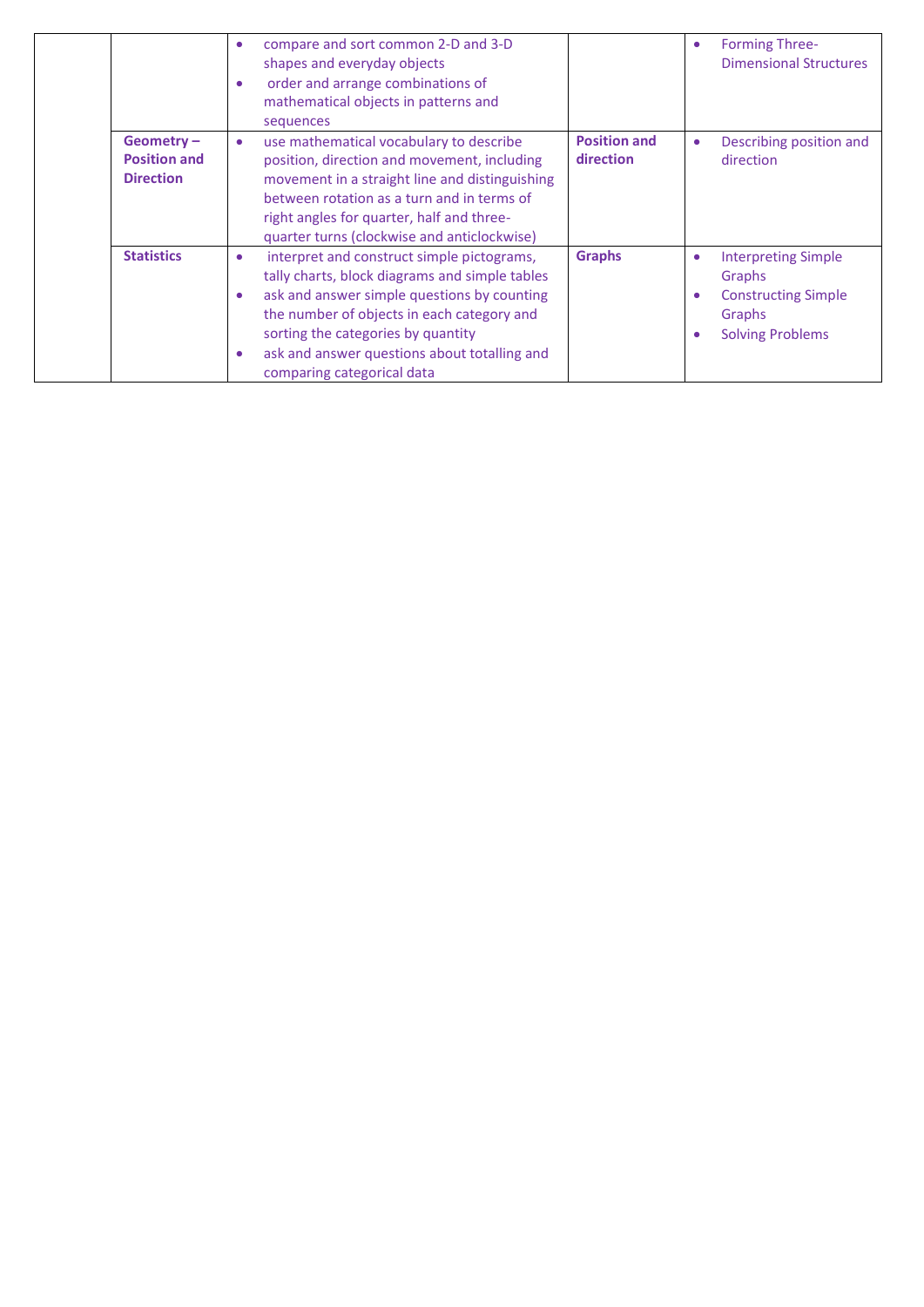| | | | | |
|---|---|---|---|---|
| | | • compare and sort common 2-D and 3-D shapes and everyday objects<br>• order and arrange combinations of mathematical objects in patterns and sequences | | • Forming Three-Dimensional Structures |
| | **Geometry – Position and Direction** | • use mathematical vocabulary to describe position, direction and movement, including movement in a straight line and distinguishing between rotation as a turn and in terms of right angles for quarter, half and three-quarter turns (clockwise and anticlockwise) | **Position and direction** | • Describing position and direction |
| | **Statistics** | • interpret and construct simple pictograms, tally charts, block diagrams and simple tables<br>• ask and answer simple questions by counting the number of objects in each category and sorting the categories by quantity<br>• ask and answer questions about totalling and comparing categorical data | **Graphs** | • Interpreting Simple Graphs<br>• Constructing Simple Graphs<br>• Solving Problems |